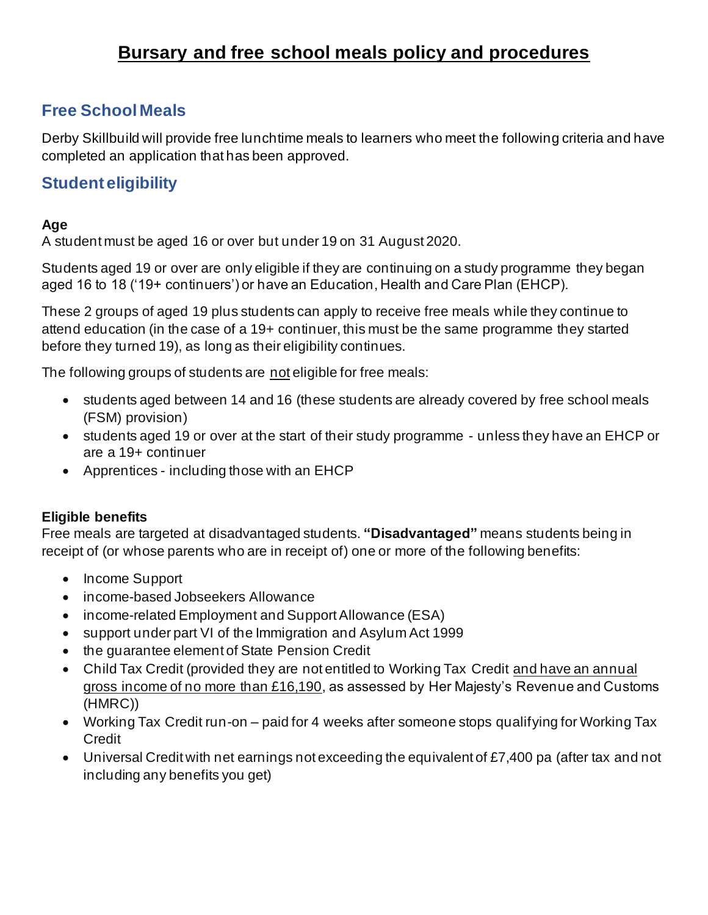# Bursary and free school meals policy and procedures

## Free School Meals

Derby Skillbuild will provide free lunchtime meals to learners who meet the following criteria and have completed an application that has been approved.

## Student eligibility

**Age**
A student must be aged 16 or over but under 19 on 31 August 2020.

Students aged 19 or over are only eligible if they are continuing on a study programme they began aged 16 to 18 ('19+ continuers') or have an Education, Health and Care Plan (EHCP).

These 2 groups of aged 19 plus students can apply to receive free meals while they continue to attend education (in the case of a 19+ continuer, this must be the same programme they started before they turned 19), as long as their eligibility continues.

The following groups of students are not eligible for free meals:

- students aged between 14 and 16 (these students are already covered by free school meals (FSM) provision)
- students aged 19 or over at the start of their study programme - unless they have an EHCP or are a 19+ continuer
- Apprentices - including those with an EHCP

**Eligible benefits**
Free meals are targeted at disadvantaged students. **"Disadvantaged"** means students being in receipt of (or whose parents who are in receipt of) one or more of the following benefits:

- Income Support
- income-based Jobseekers Allowance
- income-related Employment and Support Allowance (ESA)
- support under part VI of the Immigration and Asylum Act 1999
- the guarantee element of State Pension Credit
- Child Tax Credit (provided they are not entitled to Working Tax Credit and have an annual gross income of no more than £16,190, as assessed by Her Majesty's Revenue and Customs (HMRC))
- Working Tax Credit run-on – paid for 4 weeks after someone stops qualifying for Working Tax Credit
- Universal Credit with net earnings not exceeding the equivalent of £7,400 pa (after tax and not including any benefits you get)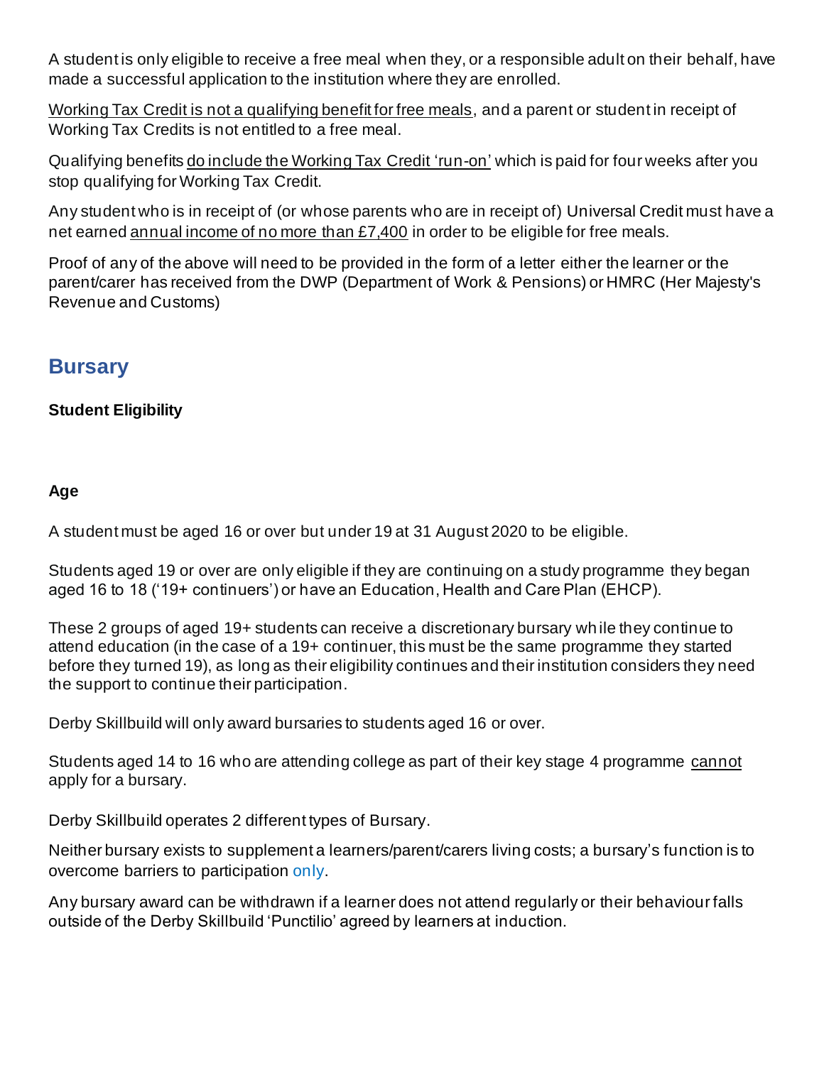A student is only eligible to receive a free meal when they, or a responsible adult on their behalf, have made a successful application to the institution where they are enrolled.

Working Tax Credit is not a qualifying benefit for free meals, and a parent or student in receipt of Working Tax Credits is not entitled to a free meal.

Qualifying benefits do include the Working Tax Credit 'run-on' which is paid for four weeks after you stop qualifying for Working Tax Credit.

Any student who is in receipt of (or whose parents who are in receipt of) Universal Credit must have a net earned annual income of no more than £7,400 in order to be eligible for free meals.

Proof of any of the above will need to be provided in the form of a letter either the learner or the parent/carer has received from the DWP (Department of Work & Pensions) or HMRC (Her Majesty's Revenue and Customs)

## Bursary

**Student Eligibility**

**Age**

A student must be aged 16 or over but under 19 at 31 August 2020 to be eligible.

Students aged 19 or over are only eligible if they are continuing on a study programme they began aged 16 to 18 ('19+ continuers') or have an Education, Health and Care Plan (EHCP).

These 2 groups of aged 19+ students can receive a discretionary bursary while they continue to attend education (in the case of a 19+ continuer, this must be the same programme they started before they turned 19), as long as their eligibility continues and their institution considers they need the support to continue their participation.

Derby Skillbuild will only award bursaries to students aged 16 or over.

Students aged 14 to 16 who are attending college as part of their key stage 4 programme cannot apply for a bursary.

Derby Skillbuild operates 2 different types of Bursary.

Neither bursary exists to supplement a learners/parent/carers living costs; a bursary's function is to overcome barriers to participation only.

Any bursary award can be withdrawn if a learner does not attend regularly or their behaviour falls outside of the Derby Skillbuild 'Punctilio' agreed by learners at induction.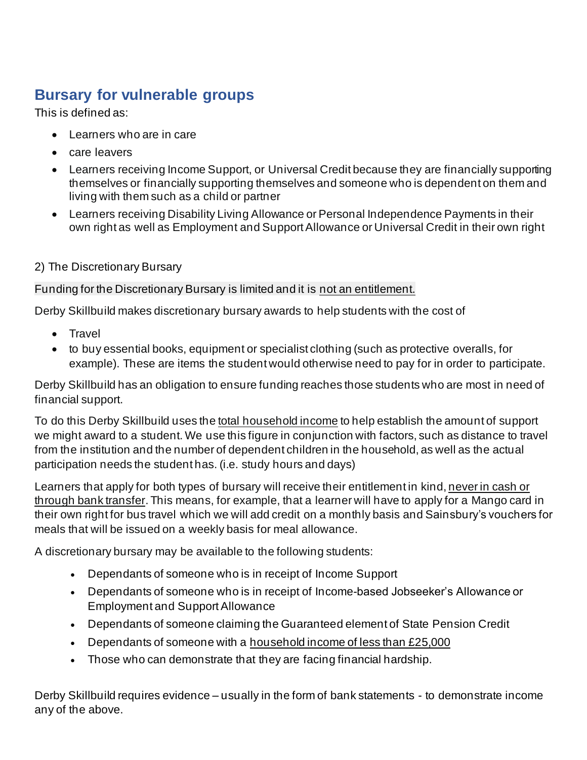## Bursary for vulnerable groups

This is defined as:

- Learners who are in care
- care leavers
- Learners receiving Income Support, or Universal Credit because they are financially supporting themselves or financially supporting themselves and someone who is dependent on them and living with them such as a child or partner
- Learners receiving Disability Living Allowance or Personal Independence Payments in their own right as well as Employment and Support Allowance or Universal Credit in their own right

2) The Discretionary Bursary

Funding for the Discretionary Bursary is limited and it is not an entitlement.

Derby Skillbuild makes discretionary bursary awards to help students with the cost of

- Travel
- to buy essential books, equipment or specialist clothing (such as protective overalls, for example). These are items the student would otherwise need to pay for in order to participate.

Derby Skillbuild has an obligation to ensure funding reaches those students who are most in need of financial support.

To do this Derby Skillbuild uses the total household income to help establish the amount of support we might award to a student. We use this figure in conjunction with factors, such as distance to travel from the institution and the number of dependent children in the household, as well as the actual participation needs the student has. (i.e. study hours and days)

Learners that apply for both types of bursary will receive their entitlement in kind, never in cash or through bank transfer. This means, for example, that a learner will have to apply for a Mango card in their own right for bus travel which we will add credit on a monthly basis and Sainsbury's vouchers for meals that will be issued on a weekly basis for meal allowance.

A discretionary bursary may be available to the following students:

- Dependants of someone who is in receipt of Income Support
- Dependants of someone who is in receipt of Income-based Jobseeker's Allowance or Employment and Support Allowance
- Dependants of someone claiming the Guaranteed element of State Pension Credit
- Dependants of someone with a household income of less than £25,000
- Those who can demonstrate that they are facing financial hardship.

Derby Skillbuild requires evidence – usually in the form of bank statements - to demonstrate income any of the above.